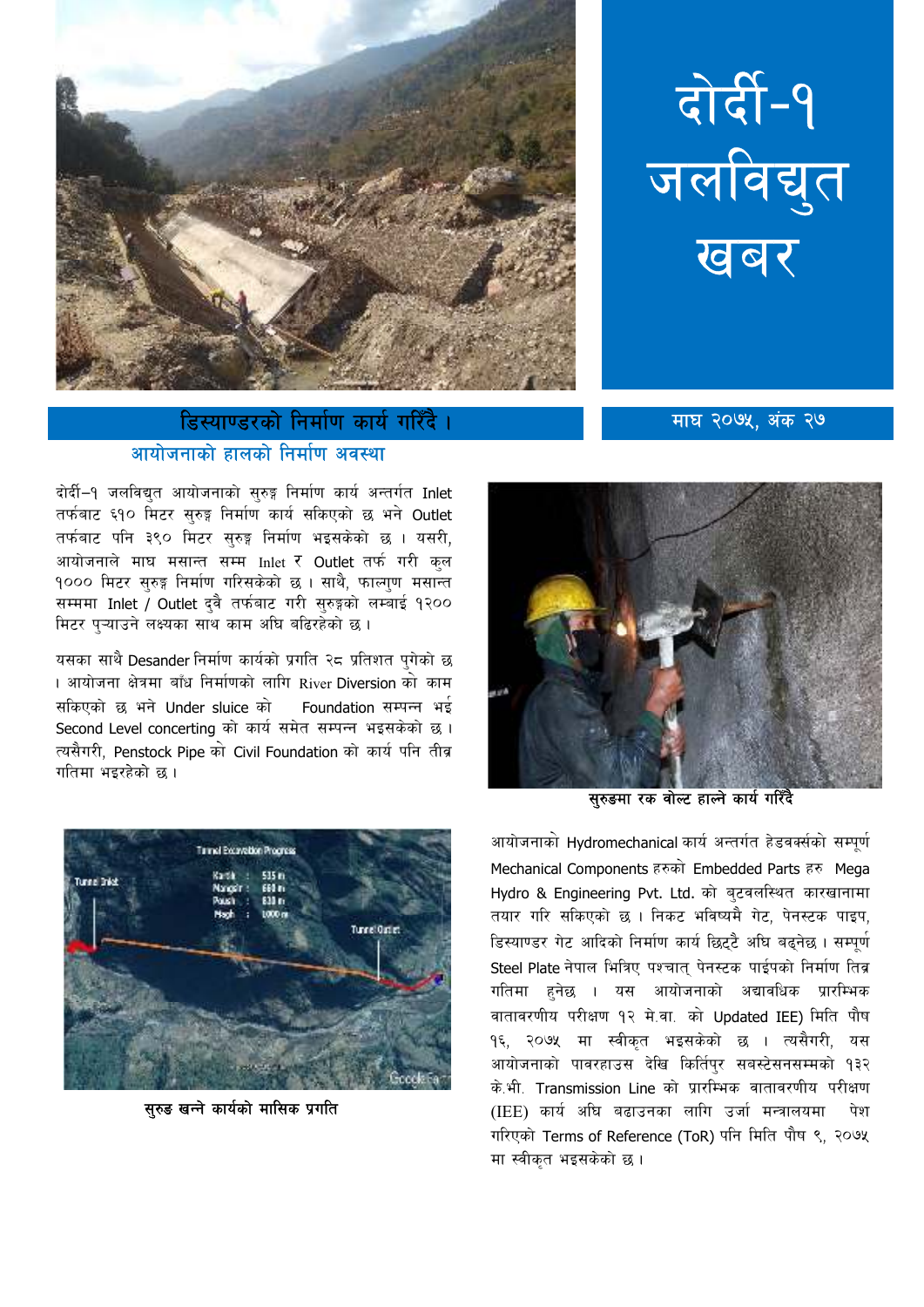# दोर्दी-१ जलविद्युत खबर

माघ २०७५, अंक २७

## डिस्याण्डरको निर्माण कार्य गरिँदै ।

### आयोजनाको हालको निर्माण अवस्था

दोर्दी–१ जलविद्युत आयोजनाको सुरुङ्ग निर्माण कार्य अन्तर्गत Inlet तर्फबाट ६१० मिटर सुरुङ्ग निर्माण कार्य सकिएको छ भने Outlet तर्फबाट पनि ३९० मिटर सुरुङ्ग निर्माण भइसकेको छ । यसरी, आयोजनाले माघ मसान्त सम्म Inlet र Outlet तर्फ गरी कुल १००० मिटर सुरुङ्ग निर्माण गरिसकेको छ । साथै, फाल्गुण मसान्त सम्ममा Inlet / Outlet दुवै तर्फबाट गरी सुरुङ्गको लम्बाई १२०० मिटर पुऱ्याउने लक्ष्यका साथ काम अघि बढिरहेको छ ।

यसका साथै Desander निर्माण कार्यको प्रगति २८ प्रतिशत पुगेको छ । आयोजना क्षेत्रमा बाँध निर्माणको लागि River Diversion को काम सकिएको छ भने Under sluice को Foundation सम्पन्न भई Second Level concerting को कार्य समेत सम्पन्न भइसकेको छ । त्यसैगरी, Penstock Pipe को Civil Foundation को कार्य पनि तीव्र गतिमा भइरहेको छ ।

सुरुङमा रक बोल्ट हाल्ने कार्य गरिँदै

सुरुङ खन्ने कार्यको मासिक प्रगति

आयोजनाको Hydromechanical कार्य अन्तर्गत हेडवर्क्सको सम्पूर्ण Mechanical Components हरुको Embedded Parts हरु Mega Hydro & Engineering Pvt. Ltd. को बुटवलस्थित कारखानामा तयार गरि सकिएको छ । निकट भविष्यमै गेट, पेनस्टक पाइप, डिस्याण्डर गेट आदिको निर्माण कार्य छिट्टै अघि बढ्नेछ । सम्पूर्ण Steel Plate नेपाल भित्रिए पश्चात् पेनस्टक पाईपको निर्माण तिब्र गतिमा हुनेछ । यस आयोजनाको अद्यावधिक प्रारम्भिक वातावरणीय परीक्षण १२ मे.वा. को Updated IEE) मिति पौष १६, २०७५ मा स्वीकृत भइसकेको छ । त्यसैगरी, यस आयोजनाको पावरहाउस देखि किर्तिपुर सबस्टेसनसम्मको १३२ के.भी. Transmission Line को प्रारम्भिक वातावरणीय परीक्षण (IEE) कार्य अघि बढाउनका लागि उर्जा मन्त्रालयमा पेश गरिएको Terms of Reference (ToR) पनि मिति पौष ९, २०७५ मा स्वीकृत भइसकेको छ ।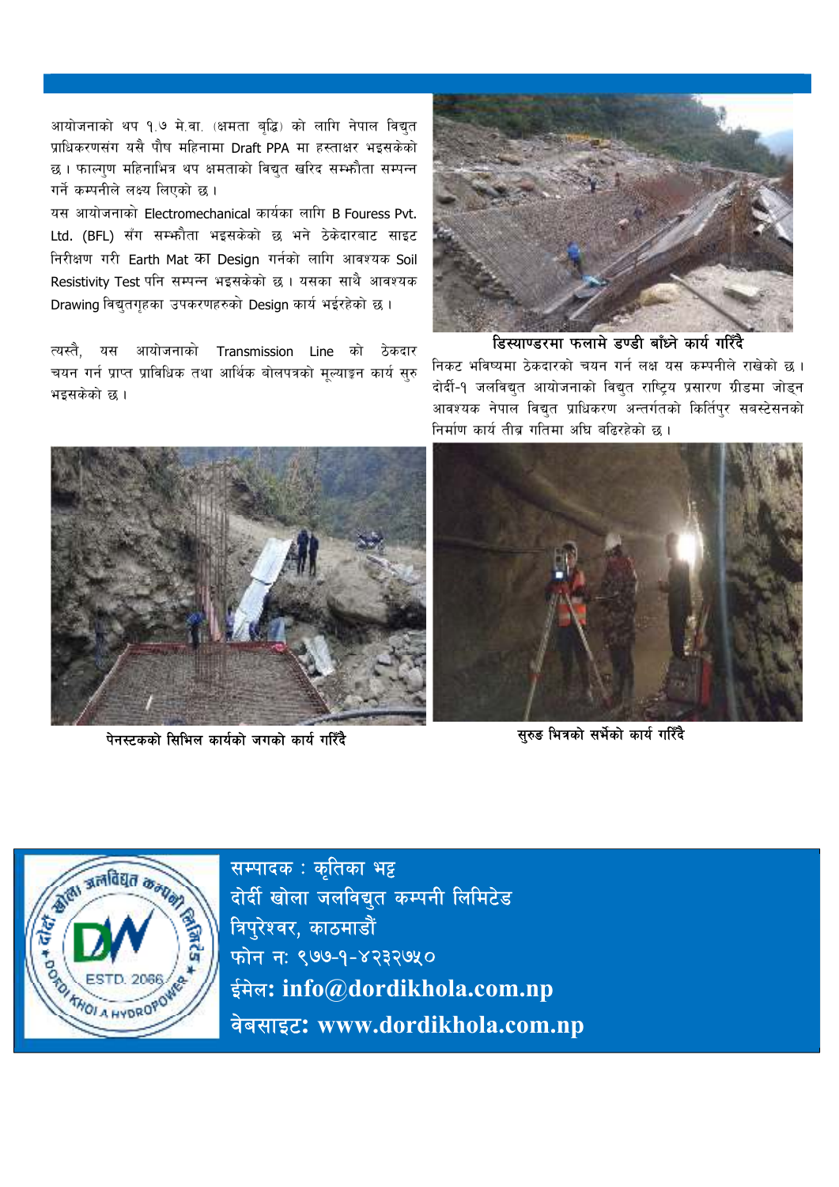आयोजनाको थप १.७ मे.वा. (क्षमता बृद्धि) को लागि नेपाल विद्युत प्राधिकरणसंग यसै पौष महिनामा Draft PPA मा हस्ताक्षर भइसकेको छ । फाल्गुण महिनाभित्र थप क्षमताको विद्युत खरिद सम्झौता सम्पन्न गर्ने कम्पनीले लक्ष्य लिएको छ ।

यस आयोजनाको Electromechanical कार्यका लागि B Fouress Pvt. Ltd. (BFL) सँग सम्झौता भइसकेको छ भने ठेकेदारबाट साइट निरीक्षण गरी Earth Mat का Design गर्नको लागि आवश्यक Soil Resistivity Test पनि सम्पन्न भइसकेको छ । यसका साथै आवश्यक Drawing विद्युतगृहका उपकरणहरुको Design कार्य भईरहेको छ ।

त्यस्तै, यस आयोजनाको Transmission Line को ठेकदार चयन गर्न प्राप्त प्राविधिक तथा आर्थिक बोलपत्रको मूल्याङ्कन कार्य सुरु भइसकेको छ ।

डिस्याण्डरमा फलामे डण्डी बाँध्ने कार्य गरिँदै

निकट भविष्यमा ठेकदारको चयन गर्न लक्ष यस कम्पनीले राखेको छ । दोर्दी-१ जलविद्युत आयोजनाको विद्युत राष्ट्रिय प्रसारण ग्रीडमा जोड्न आवश्यक नेपाल विद्युत प्राधिकरण अन्तर्गतको किर्तिपुर सबस्टेसनको निर्माण कार्य तीब्र गतिमा अघि बढिरहेको छ ।

पेनस्टकको सिभिल कार्यको जगको कार्य गरिँदै

सुरुङ भित्रको सर्भेको कार्य गरिँदै

सम्पादक : कृतिका भट्ट
दोर्दी खोला जलविद्युत कम्पनी लिमिटेड
त्रिपुरेश्वर, काठमाडौं
फोन नः ९७७-१-४२३२७५०
ईमेलः info@dordikhola.com.np
वेबसाइटः www.dordikhola.com.np